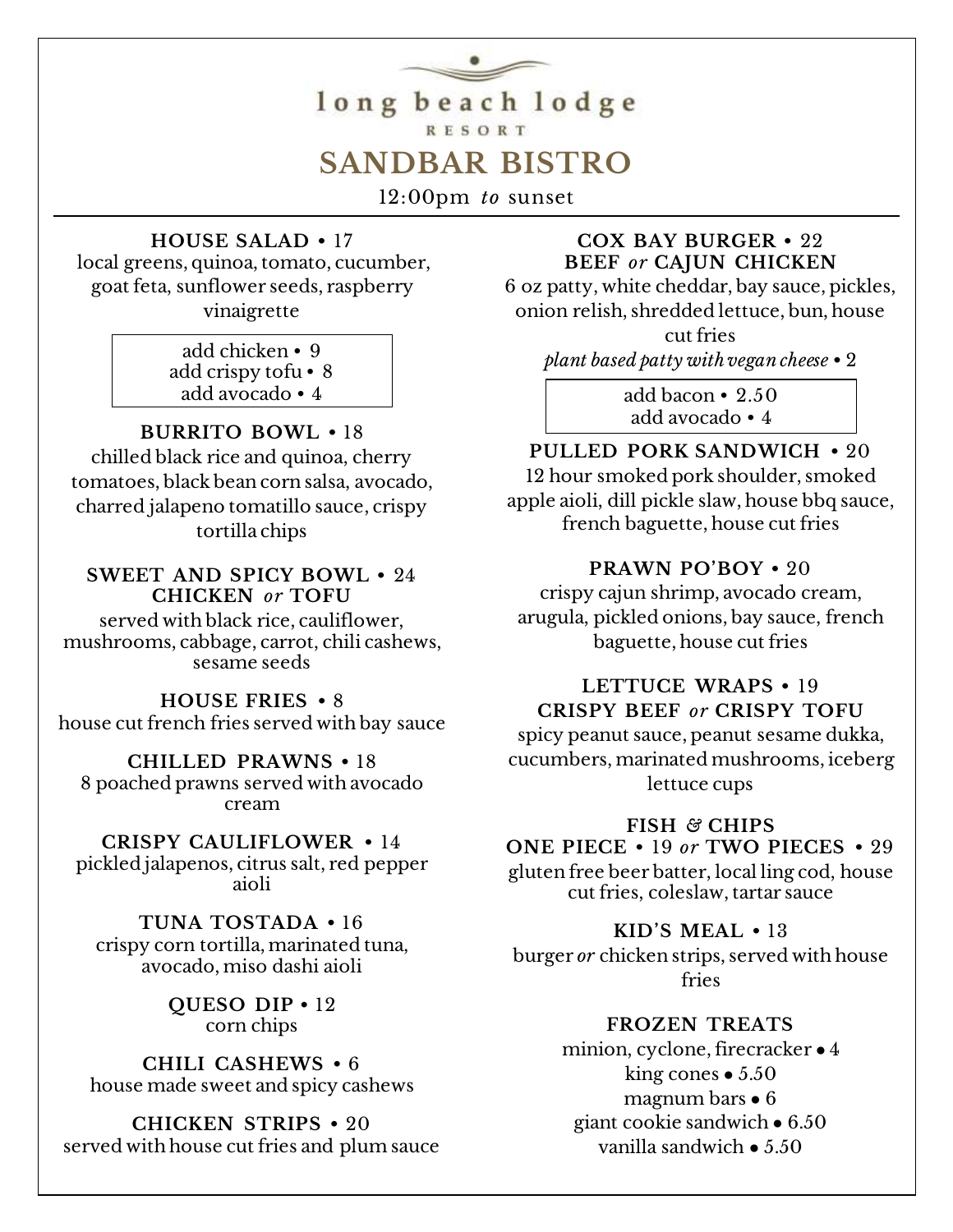long beach lodge

RESORT

# SANDBAR BISTRO

12:00pm *to* sunset

**HOUSE SALAD** • 17
local greens, quinoa, tomato, cucumber, goat feta, sunflower seeds, raspberry vinaigrette

add chicken • 9
add crispy tofu • 8
add avocado • 4

**BURRITO BOWL** • 18
chilled black rice and quinoa, cherry tomatoes, black bean corn salsa, avocado, charred jalapeno tomatillo sauce, crispy tortilla chips

**SWEET AND SPICY BOWL** • 24
**CHICKEN** *or* **TOFU**
served with black rice, cauliflower, mushrooms, cabbage, carrot, chili cashews, sesame seeds

**HOUSE FRIES** • 8
house cut french fries served with bay sauce

**CHILLED PRAWNS** • 18
8 poached prawns served with avocado cream

**CRISPY CAULIFLOWER** • 14
pickled jalapenos, citrus salt, red pepper aioli

**TUNA TOSTADA** • 16
crispy corn tortilla, marinated tuna, avocado, miso dashi aioli

**QUESO DIP** • 12
corn chips

**CHILI CASHEWS** • 6
house made sweet and spicy cashews

**CHICKEN STRIPS** • 20
served with house cut fries and plum sauce

**COX BAY BURGER** • 22
**BEEF** *or* **CAJUN CHICKEN**
6 oz patty, white cheddar, bay sauce, pickles, onion relish, shredded lettuce, bun, house cut fries
*plant based patty with vegan cheese* • 2

add bacon • 2.50
add avocado • 4

**PULLED PORK SANDWICH** • 20
12 hour smoked pork shoulder, smoked apple aioli, dill pickle slaw, house bbq sauce, french baguette, house cut fries

**PRAWN PO'BOY** • 20
crispy cajun shrimp, avocado cream, arugula, pickled onions, bay sauce, french baguette, house cut fries

**LETTUCE WRAPS** • 19
**CRISPY BEEF** *or* **CRISPY TOFU**
spicy peanut sauce, peanut sesame dukka, cucumbers, marinated mushrooms, iceberg lettuce cups

**FISH & CHIPS**
**ONE PIECE** • 19 *or* **TWO PIECES** • 29
gluten free beer batter, local ling cod, house cut fries, coleslaw, tartar sauce

**KID'S MEAL** • 13
burger *or* chicken strips, served with house fries

**FROZEN TREATS**
minion, cyclone, firecracker • 4
king cones • 5.50
magnum bars • 6
giant cookie sandwich • 6.50
vanilla sandwich • 5.50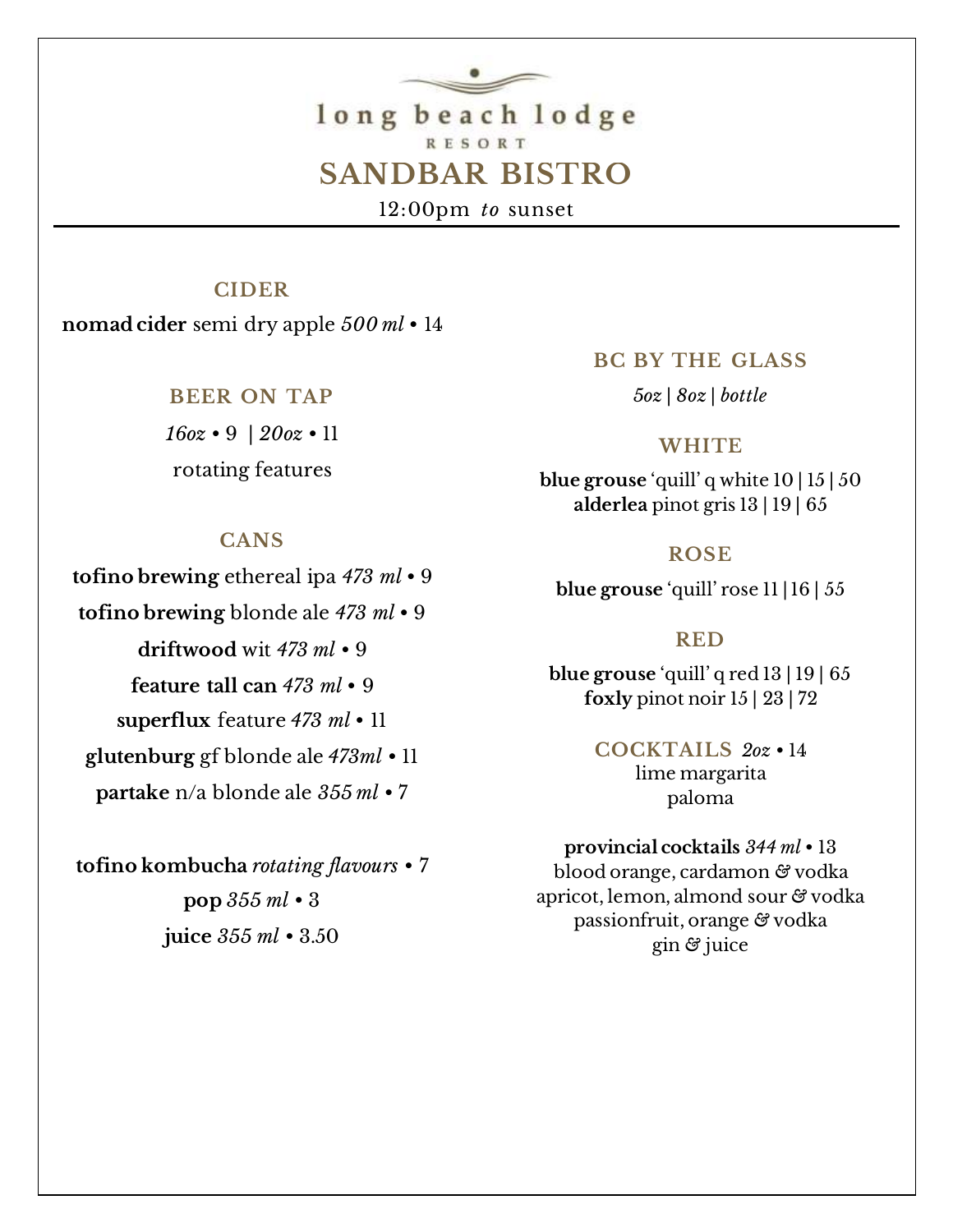long beach lodge

RESORT

# SANDBAR BISTRO

12:00pm *to* sunset

## CIDER

**nomad cider** semi dry apple *500 ml* • 14

## BEER ON TAP

*16oz* • 9 | *20oz* • 11

rotating features

## CANS

**tofino brewing** ethereal ipa *473 ml* • 9

**tofino brewing** blonde ale *473 ml* • 9

**driftwood** wit *473 ml* • 9

**feature tall can** *473 ml* • 9

**superflux** feature *473 ml* • 11

**glutenburg** gf blonde ale *473ml* • 11

**partake** n/a blonde ale *355 ml* • 7

**tofino kombucha** *rotating flavours* • 7

**pop** *355 ml* • 3

**juice** *355 ml* • 3.50

## BC BY THE GLASS

*5oz | 8oz | bottle*

### WHITE

**blue grouse** 'quill' q white 10 | 15 | 50

**alderlea** pinot gris 13 | 19 | 65

### ROSE

**blue grouse** 'quill' rose 11 | 16 | 55

### RED

**blue grouse** 'quill' q red 13 | 19 | 65

**foxly** pinot noir 15 | 23 | 72

## COCKTAILS *2oz* • 14

lime margarita

paloma

**provincial cocktails** *344 ml* • 13

blood orange, cardamon & vodka

apricot, lemon, almond sour & vodka

passionfruit, orange & vodka

gin & juice